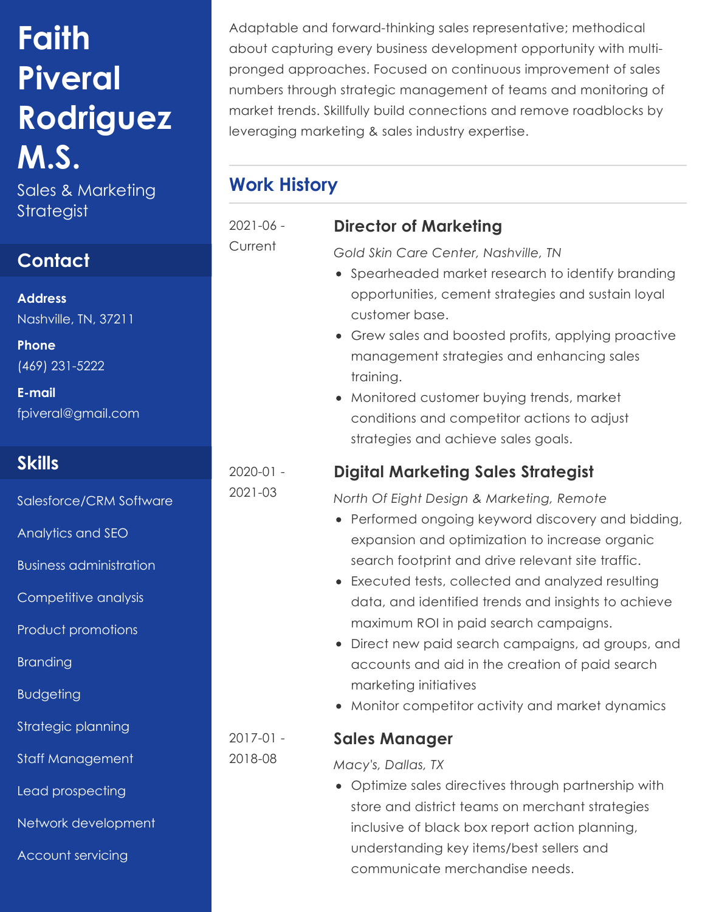# Faith Piveral Rodriguez M.S.

Sales & Marketing Strategist

## Contact

**Address**
Nashville, TN, 37211

**Phone**
(469) 231-5222

**E-mail**
fpiveral@gmail.com

## Skills

- Salesforce/CRM Software
- Analytics and SEO
- Business administration
- Competitive analysis
- Product promotions
- Branding
- Budgeting
- Strategic planning
- Staff Management
- Lead prospecting
- Network development
- Account servicing

Adaptable and forward-thinking sales representative; methodical about capturing every business development opportunity with multi-pronged approaches. Focused on continuous improvement of sales numbers through strategic management of teams and monitoring of market trends. Skillfully build connections and remove roadblocks by leveraging marketing & sales industry expertise.

## Work History

2021-06 - Current

### Director of Marketing

*Gold Skin Care Center, Nashville, TN*

- Spearheaded market research to identify branding opportunities, cement strategies and sustain loyal customer base.
- Grew sales and boosted profits, applying proactive management strategies and enhancing sales training.
- Monitored customer buying trends, market conditions and competitor actions to adjust strategies and achieve sales goals.

2020-01 - 2021-03

### Digital Marketing Sales Strategist

*North Of Eight Design & Marketing, Remote*

- Performed ongoing keyword discovery and bidding, expansion and optimization to increase organic search footprint and drive relevant site traffic.
- Executed tests, collected and analyzed resulting data, and identified trends and insights to achieve maximum ROI in paid search campaigns.
- Direct new paid search campaigns, ad groups, and accounts and aid in the creation of paid search marketing initiatives
- Monitor competitor activity and market dynamics

2017-01 - 2018-08

### Sales Manager

*Macy's, Dallas, TX*

- Optimize sales directives through partnership with store and district teams on merchant strategies inclusive of black box report action planning, understanding key items/best sellers and communicate merchandise needs.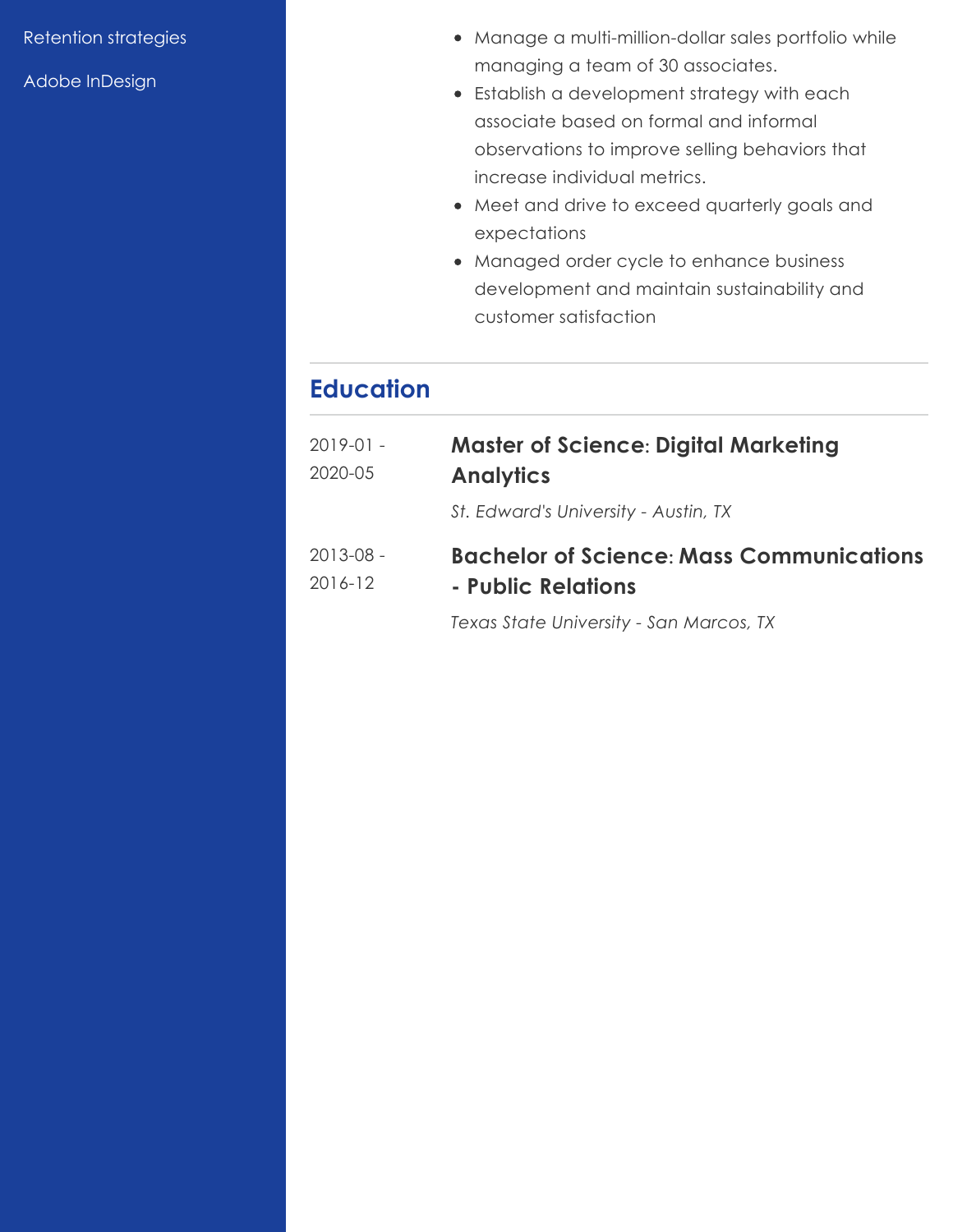- Retention strategies
- Adobe InDesign

- Manage a multi-million-dollar sales portfolio while managing a team of 30 associates.
- Establish a development strategy with each associate based on formal and informal observations to improve selling behaviors that increase individual metrics.
- Meet and drive to exceed quarterly goals and expectations
- Managed order cycle to enhance business development and maintain sustainability and customer satisfaction

## Education

2019-01 - 2020-05

**Master of Science: Digital Marketing Analytics**

*St. Edward's University - Austin, TX*

2013-08 - 2016-12

**Bachelor of Science: Mass Communications - Public Relations**

*Texas State University - San Marcos, TX*